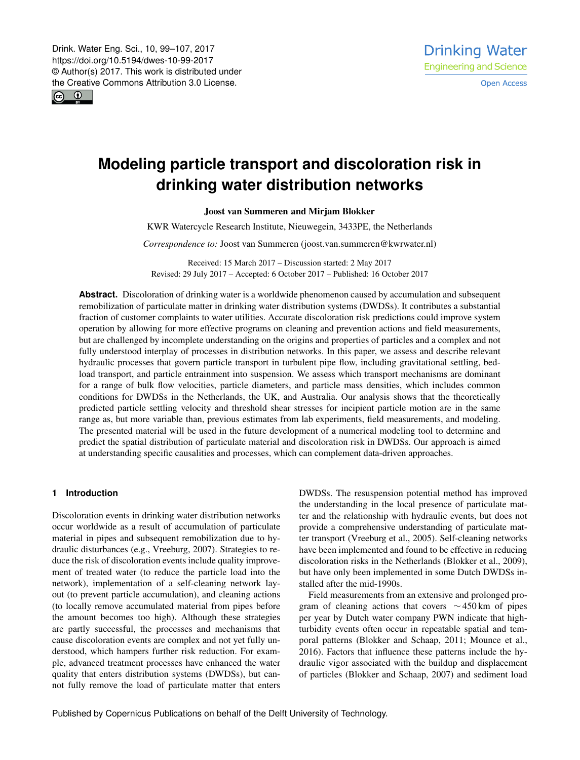Drink. Water Eng. Sci., 10, 99–107, 2017
https://doi.org/10.5194/dwes-10-99-2017
© Author(s) 2017. This work is distributed under the Creative Commons Attribution 3.0 License.

# Modeling particle transport and discoloration risk in drinking water distribution networks

**Joost van Summeren and Mirjam Blokker**

KWR Watercycle Research Institute, Nieuwegein, 3433PE, the Netherlands

*Correspondence to:* Joost van Summeren (joost.van.summeren@kwrwater.nl)

Received: 15 March 2017 – Discussion started: 2 May 2017
Revised: 29 July 2017 – Accepted: 6 October 2017 – Published: 16 October 2017

**Abstract.** Discoloration of drinking water is a worldwide phenomenon caused by accumulation and subsequent remobilization of particulate matter in drinking water distribution systems (DWDSs). It contributes a substantial fraction of customer complaints to water utilities. Accurate discoloration risk predictions could improve system operation by allowing for more effective programs on cleaning and prevention actions and field measurements, but are challenged by incomplete understanding on the origins and properties of particles and a complex and not fully understood interplay of processes in distribution networks. In this paper, we assess and describe relevant hydraulic processes that govern particle transport in turbulent pipe flow, including gravitational settling, bed-load transport, and particle entrainment into suspension. We assess which transport mechanisms are dominant for a range of bulk flow velocities, particle diameters, and particle mass densities, which includes common conditions for DWDSs in the Netherlands, the UK, and Australia. Our analysis shows that the theoretically predicted particle settling velocity and threshold shear stresses for incipient particle motion are in the same range as, but more variable than, previous estimates from lab experiments, field measurements, and modeling. The presented material will be used in the future development of a numerical modeling tool to determine and predict the spatial distribution of particulate material and discoloration risk in DWDSs. Our approach is aimed at understanding specific causalities and processes, which can complement data-driven approaches.

## 1 Introduction

Discoloration events in drinking water distribution networks occur worldwide as a result of accumulation of particulate material in pipes and subsequent remobilization due to hydraulic disturbances (e.g., Vreeburg, 2007). Strategies to reduce the risk of discoloration events include quality improvement of treated water (to reduce the particle load into the network), implementation of a self-cleaning network layout (to prevent particle accumulation), and cleaning actions (to locally remove accumulated material from pipes before the amount becomes too high). Although these strategies are partly successful, the processes and mechanisms that cause discoloration events are complex and not yet fully understood, which hampers further risk reduction. For example, advanced treatment processes have enhanced the water quality that enters distribution systems (DWDSs), but cannot fully remove the load of particulate matter that enters DWDSs. The resuspension potential method has improved the understanding in the local presence of particulate matter and the relationship with hydraulic events, but does not provide a comprehensive understanding of particulate matter transport (Vreeburg et al., 2005). Self-cleaning networks have been implemented and found to be effective in reducing discoloration risks in the Netherlands (Blokker et al., 2009), but have only been implemented in some Dutch DWDSs installed after the mid-1990s.

Field measurements from an extensive and prolonged program of cleaning actions that covers $\sim 450$ km of pipes per year by Dutch water company PWN indicate that high-turbidity events often occur in repeatable spatial and temporal patterns (Blokker and Schaap, 2011; Mounce et al., 2016). Factors that influence these patterns include the hydraulic vigor associated with the buildup and displacement of particles (Blokker and Schaap, 2007) and sediment load

Published by Copernicus Publications on behalf of the Delft University of Technology.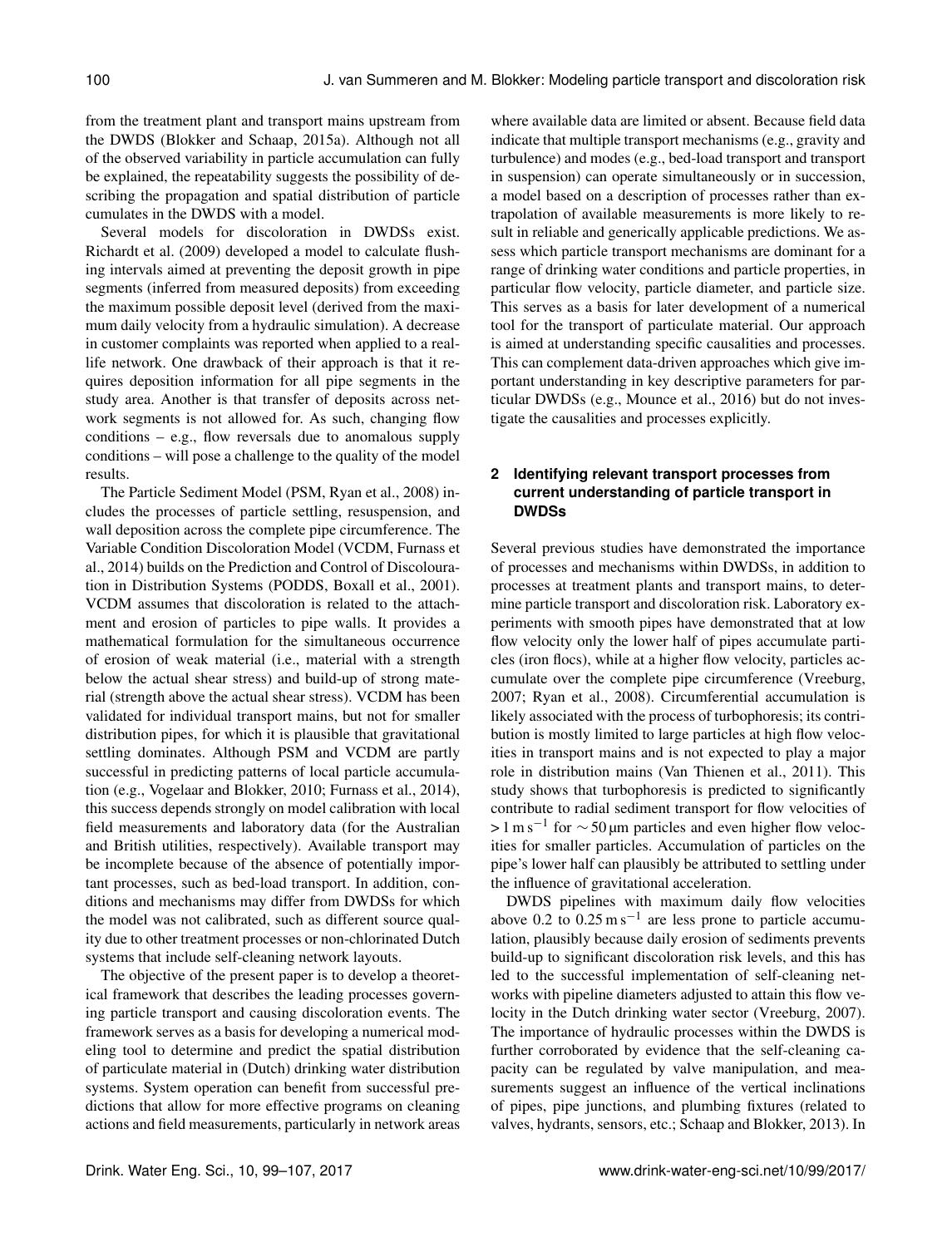from the treatment plant and transport mains upstream from the DWDS (Blokker and Schaap, 2015a). Although not all of the observed variability in particle accumulation can fully be explained, the repeatability suggests the possibility of describing the propagation and spatial distribution of particle cumulates in the DWDS with a model.

Several models for discoloration in DWDSs exist. Richardt et al. (2009) developed a model to calculate flushing intervals aimed at preventing the deposit growth in pipe segments (inferred from measured deposits) from exceeding the maximum possible deposit level (derived from the maximum daily velocity from a hydraulic simulation). A decrease in customer complaints was reported when applied to a real-life network. One drawback of their approach is that it requires deposition information for all pipe segments in the study area. Another is that transfer of deposits across network segments is not allowed for. As such, changing flow conditions – e.g., flow reversals due to anomalous supply conditions – will pose a challenge to the quality of the model results.

The Particle Sediment Model (PSM, Ryan et al., 2008) includes the processes of particle settling, resuspension, and wall deposition across the complete pipe circumference. The Variable Condition Discoloration Model (VCDM, Furnass et al., 2014) builds on the Prediction and Control of Discolouration in Distribution Systems (PODDS, Boxall et al., 2001). VCDM assumes that discoloration is related to the attachment and erosion of particles to pipe walls. It provides a mathematical formulation for the simultaneous occurrence of erosion of weak material (i.e., material with a strength below the actual shear stress) and build-up of strong material (strength above the actual shear stress). VCDM has been validated for individual transport mains, but not for smaller distribution pipes, for which it is plausible that gravitational settling dominates. Although PSM and VCDM are partly successful in predicting patterns of local particle accumulation (e.g., Vogelaar and Blokker, 2010; Furnass et al., 2014), this success depends strongly on model calibration with local field measurements and laboratory data (for the Australian and British utilities, respectively). Available transport may be incomplete because of the absence of potentially important processes, such as bed-load transport. In addition, conditions and mechanisms may differ from DWDSs for which the model was not calibrated, such as different source quality due to other treatment processes or non-chlorinated Dutch systems that include self-cleaning network layouts.

The objective of the present paper is to develop a theoretical framework that describes the leading processes governing particle transport and causing discoloration events. The framework serves as a basis for developing a numerical modeling tool to determine and predict the spatial distribution of particulate material in (Dutch) drinking water distribution systems. System operation can benefit from successful predictions that allow for more effective programs on cleaning actions and field measurements, particularly in network areas where available data are limited or absent. Because field data indicate that multiple transport mechanisms (e.g., gravity and turbulence) and modes (e.g., bed-load transport and transport in suspension) can operate simultaneously or in succession, a model based on a description of processes rather than extrapolation of available measurements is more likely to result in reliable and generically applicable predictions. We assess which particle transport mechanisms are dominant for a range of drinking water conditions and particle properties, in particular flow velocity, particle diameter, and particle size. This serves as a basis for later development of a numerical tool for the transport of particulate material. Our approach is aimed at understanding specific causalities and processes. This can complement data-driven approaches which give important understanding in key descriptive parameters for particular DWDSs (e.g., Mounce et al., 2016) but do not investigate the causalities and processes explicitly.

## 2 Identifying relevant transport processes from current understanding of particle transport in DWDSs

Several previous studies have demonstrated the importance of processes and mechanisms within DWDSs, in addition to processes at treatment plants and transport mains, to determine particle transport and discoloration risk. Laboratory experiments with smooth pipes have demonstrated that at low flow velocity only the lower half of pipes accumulate particles (iron flocs), while at a higher flow velocity, particles accumulate over the complete pipe circumference (Vreeburg, 2007; Ryan et al., 2008). Circumferential accumulation is likely associated with the process of turbophoresis; its contribution is mostly limited to large particles at high flow velocities in transport mains and is not expected to play a major role in distribution mains (Van Thienen et al., 2011). This study shows that turbophoresis is predicted to significantly contribute to radial sediment transport for flow velocities of $> 1\,\mathrm{m\,s^{-1}}$ for $\sim 50\,\mu\mathrm{m}$ particles and even higher flow velocities for smaller particles. Accumulation of particles on the pipe's lower half can plausibly be attributed to settling under the influence of gravitational acceleration.

DWDS pipelines with maximum daily flow velocities above 0.2 to $0.25\,\mathrm{m\,s^{-1}}$ are less prone to particle accumulation, plausibly because daily erosion of sediments prevents build-up to significant discoloration risk levels, and this has led to the successful implementation of self-cleaning networks with pipeline diameters adjusted to attain this flow velocity in the Dutch drinking water sector (Vreeburg, 2007). The importance of hydraulic processes within the DWDS is further corroborated by evidence that the self-cleaning capacity can be regulated by valve manipulation, and measurements suggest an influence of the vertical inclinations of pipes, pipe junctions, and plumbing fixtures (related to valves, hydrants, sensors, etc.; Schaap and Blokker, 2013). In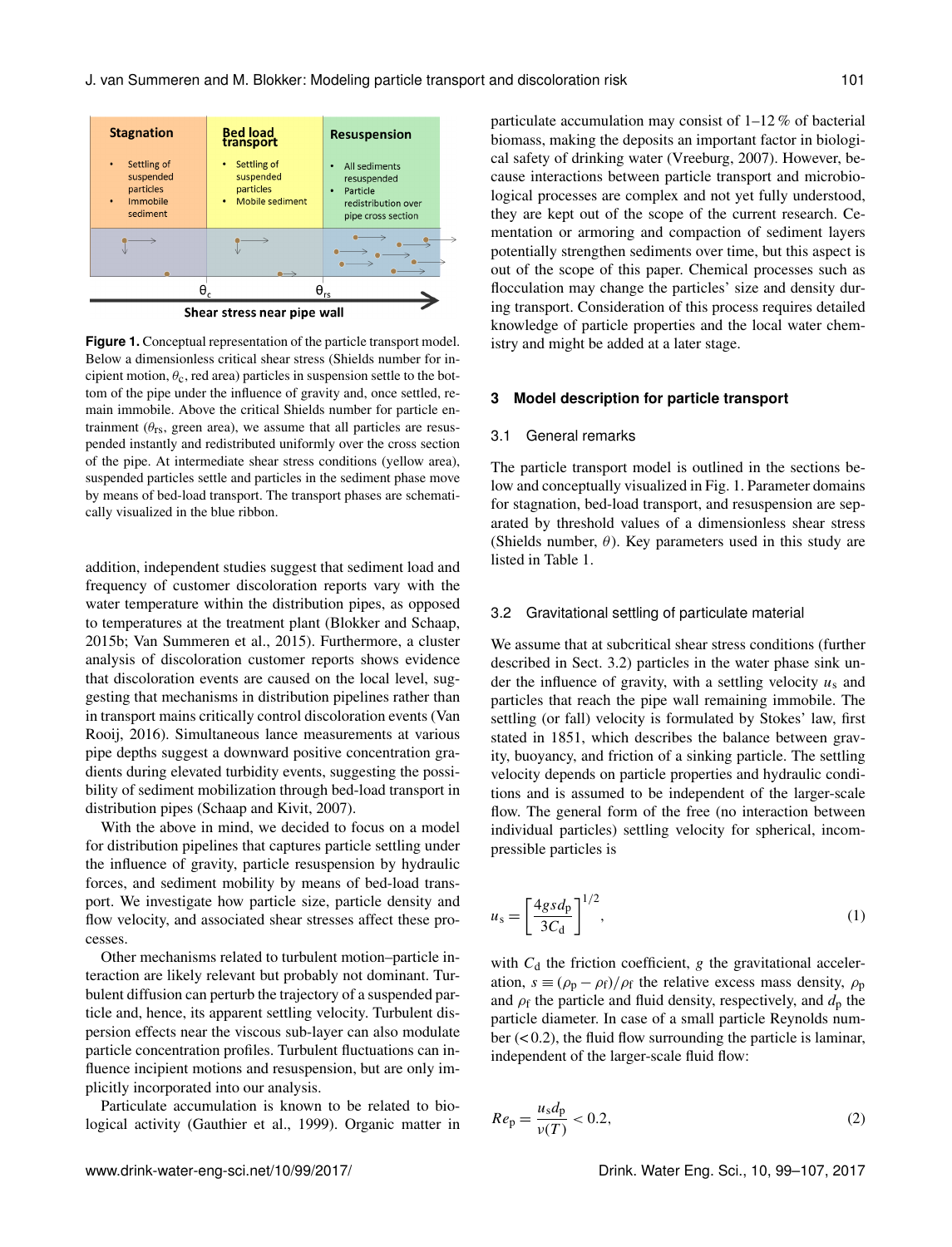Stagnation

- Settling of suspended particles
- Immobile sediment

Bed load transport

- Settling of suspended particles
- Mobile sediment

Resuspension

- All sediments resuspended
- Particle redistribution over pipe cross section

$\theta_c$ $\theta_{rs}$

Shear stress near pipe wall

**Figure 1.** Conceptual representation of the particle transport model. Below a dimensionless critical shear stress (Shields number for incipient motion, $\theta_c$, red area) particles in suspension settle to the bottom of the pipe under the influence of gravity and, once settled, remain immobile. Above the critical Shields number for particle entrainment ($\theta_{rs}$, green area), we assume that all particles are resuspended instantly and redistributed uniformly over the cross section of the pipe. At intermediate shear stress conditions (yellow area), suspended particles settle and particles in the sediment phase move by means of bed-load transport. The transport phases are schematically visualized in the blue ribbon.

addition, independent studies suggest that sediment load and frequency of customer discoloration reports vary with the water temperature within the distribution pipes, as opposed to temperatures at the treatment plant (Blokker and Schaap, 2015b; Van Summeren et al., 2015). Furthermore, a cluster analysis of discoloration customer reports shows evidence that discoloration events are caused on the local level, suggesting that mechanisms in distribution pipelines rather than in transport mains critically control discoloration events (Van Rooij, 2016). Simultaneous lance measurements at various pipe depths suggest a downward positive concentration gradients during elevated turbidity events, suggesting the possibility of sediment mobilization through bed-load transport in distribution pipes (Schaap and Kivit, 2007).

With the above in mind, we decided to focus on a model for distribution pipelines that captures particle settling under the influence of gravity, particle resuspension by hydraulic forces, and sediment mobility by means of bed-load transport. We investigate how particle size, particle density and flow velocity, and associated shear stresses affect these processes.

Other mechanisms related to turbulent motion–particle interaction are likely relevant but probably not dominant. Turbulent diffusion can perturb the trajectory of a suspended particle and, hence, its apparent settling velocity. Turbulent dispersion effects near the viscous sub-layer can also modulate particle concentration profiles. Turbulent fluctuations can influence incipient motions and resuspension, but are only implicitly incorporated into our analysis.

Particulate accumulation is known to be related to biological activity (Gauthier et al., 1999). Organic matter in particulate accumulation may consist of 1–12 % of bacterial biomass, making the deposits an important factor in biological safety of drinking water (Vreeburg, 2007). However, because interactions between particle transport and microbiological processes are complex and not yet fully understood, they are kept out of the scope of the current research. Cementation or armoring and compaction of sediment layers potentially strengthen sediments over time, but this aspect is out of the scope of this paper. Chemical processes such as flocculation may change the particles' size and density during transport. Consideration of this process requires detailed knowledge of particle properties and the local water chemistry and might be added at a later stage.

## 3 Model description for particle transport

### 3.1 General remarks

The particle transport model is outlined in the sections below and conceptually visualized in Fig. 1. Parameter domains for stagnation, bed-load transport, and resuspension are separated by threshold values of a dimensionless shear stress (Shields number, $\theta$). Key parameters used in this study are listed in Table 1.

### 3.2 Gravitational settling of particulate material

We assume that at subcritical shear stress conditions (further described in Sect. 3.2) particles in the water phase sink under the influence of gravity, with a settling velocity $u_s$ and particles that reach the pipe wall remaining immobile. The settling (or fall) velocity is formulated by Stokes' law, first stated in 1851, which describes the balance between gravity, buoyancy, and friction of a sinking particle. The settling velocity depends on particle properties and hydraulic conditions and is assumed to be independent of the larger-scale flow. The general form of the free (no interaction between individual particles) settling velocity for spherical, incompressible particles is

$$u_s = \left[\frac{4gsd_p}{3C_d}\right]^{1/2}, \tag{1}$$

with $C_d$ the friction coefficient, $g$ the gravitational acceleration, $s \equiv (\rho_p - \rho_f)/\rho_f$ the relative excess mass density, $\rho_p$ and $\rho_f$ the particle and fluid density, respectively, and $d_p$ the particle diameter. In case of a small particle Reynolds number (<0.2), the fluid flow surrounding the particle is laminar, independent of the larger-scale fluid flow:

$$Re_p = \frac{u_s d_p}{\nu(T)} < 0.2, \tag{2}$$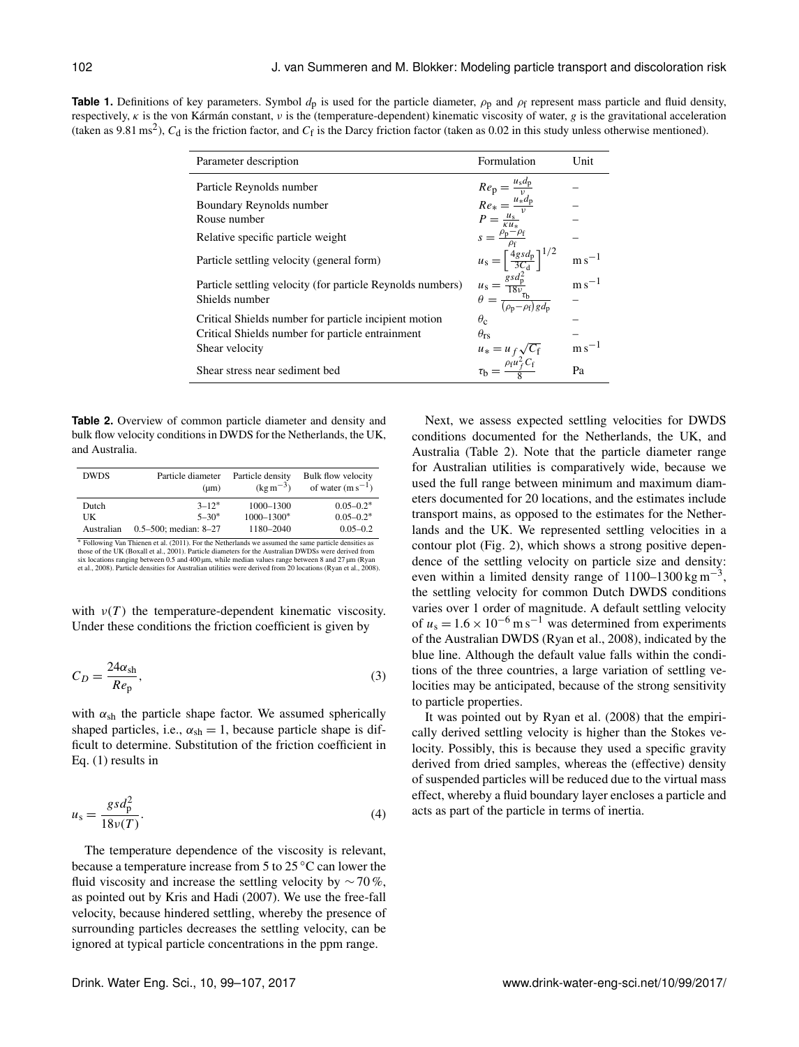**Table 1.** Definitions of key parameters. Symbol $d_p$ is used for the particle diameter, $\rho_p$ and $\rho_f$ represent mass particle and fluid density, respectively, $\kappa$ is the von Kármán constant, $\nu$ is the (temperature-dependent) kinematic viscosity of water, $g$ is the gravitational acceleration (taken as 9.81 $\mathrm{m\,s^2}$), $C_d$ is the friction factor, and $C_f$ is the Darcy friction factor (taken as 0.02 in this study unless otherwise mentioned).

| Parameter description | Formulation | Unit |
|---|---|---|
| Particle Reynolds number | $Re_p = \frac{u_s d_p}{\nu}$ | – |
| Boundary Reynolds number | $Re_* = \frac{u_* d_p}{\nu}$ | – |
| Rouse number | $P = \frac{u_s}{\kappa u_*}$ | – |
| Relative specific particle weight | $s = \frac{\rho_p - \rho_f}{\rho_f}$ | – |
| Particle settling velocity (general form) | $u_s = \left[\frac{4 g s d_p}{3 C_d}\right]^{1/2}$ | $\mathrm{m\,s^{-1}}$ |
| Particle settling velocity (for particle Reynolds numbers) | $u_s = \frac{g s d_p^2}{18 \nu}$ | $\mathrm{m\,s^{-1}}$ |
| Shields number | $\theta = \frac{\tau_b}{(\rho_p - \rho_f) g d_p}$ | – |
| Critical Shields number for particle incipient motion | $\theta_c$ | – |
| Critical Shields number for particle entrainment | $\theta_{rs}$ | – |
| Shear velocity | $u_* = u_f \sqrt{C_f}$ | $\mathrm{m\,s^{-1}}$ |
| Shear stress near sediment bed | $\tau_b = \frac{\rho_f u_f^2 C_f}{8}$ | Pa |

**Table 2.** Overview of common particle diameter and density and bulk flow velocity conditions in DWDS for the Netherlands, the UK, and Australia.

| DWDS | Particle diameter (µm) | Particle density ($\mathrm{kg\,m^{-3}}$) | Bulk flow velocity of water ($\mathrm{m\,s^{-1}}$) |
|---|---|---|---|
| Dutch | 3–12* | 1000–1300 | 0.05–0.2* |
| UK | 5–30* | 1000–1300* | 0.05–0.2* |
| Australian | 0.5–500; median: 8–27 | 1180–2040 | 0.05–0.2 |

* Following Van Thienen et al. (2011). For the Netherlands we assumed the same particle densities as those of the UK (Boxall et al., 2001). Particle diameters for the Australian DWDSs were derived from six locations ranging between 0.5 and 400 µm, while median values range between 8 and 27 µm (Ryan et al., 2008). Particle densities for Australian utilities were derived from 20 locations (Ryan et al., 2008).

with $\nu(T)$ the temperature-dependent kinematic viscosity. Under these conditions the friction coefficient is given by

$$C_D = \frac{24\alpha_{sh}}{Re_p}, \tag{3}$$

with $\alpha_{sh}$ the particle shape factor. We assumed spherically shaped particles, i.e., $\alpha_{sh} = 1$, because particle shape is difficult to determine. Substitution of the friction coefficient in Eq. (1) results in

$$u_s = \frac{g s d_p^2}{18\nu(T)}. \tag{4}$$

The temperature dependence of the viscosity is relevant, because a temperature increase from 5 to 25 °C can lower the fluid viscosity and increase the settling velocity by ∼ 70 %, as pointed out by Kris and Hadi (2007). We use the free-fall velocity, because hindered settling, whereby the presence of surrounding particles decreases the settling velocity, can be ignored at typical particle concentrations in the ppm range.

Next, we assess expected settling velocities for DWDS conditions documented for the Netherlands, the UK, and Australia (Table 2). Note that the particle diameter range for Australian utilities is comparatively wide, because we used the full range between minimum and maximum diameters documented for 20 locations, and the estimates include transport mains, as opposed to the estimates for the Netherlands and the UK. We represented settling velocities in a contour plot (Fig. 2), which shows a strong positive dependence of the settling velocity on particle size and density: even within a limited density range of 1100–1300 $\mathrm{kg\,m^{-3}}$, the settling velocity for common Dutch DWDS conditions varies over 1 order of magnitude. A default settling velocity of $u_s = 1.6 \times 10^{-6}\,\mathrm{m\,s^{-1}}$ was determined from experiments of the Australian DWDS (Ryan et al., 2008), indicated by the blue line. Although the default value falls within the conditions of the three countries, a large variation of settling velocities may be anticipated, because of the strong sensitivity to particle properties.

It was pointed out by Ryan et al. (2008) that the empirically derived settling velocity is higher than the Stokes velocity. Possibly, this is because they used a specific gravity derived from dried samples, whereas the (effective) density of suspended particles will be reduced due to the virtual mass effect, whereby a fluid boundary layer encloses a particle and acts as part of the particle in terms of inertia.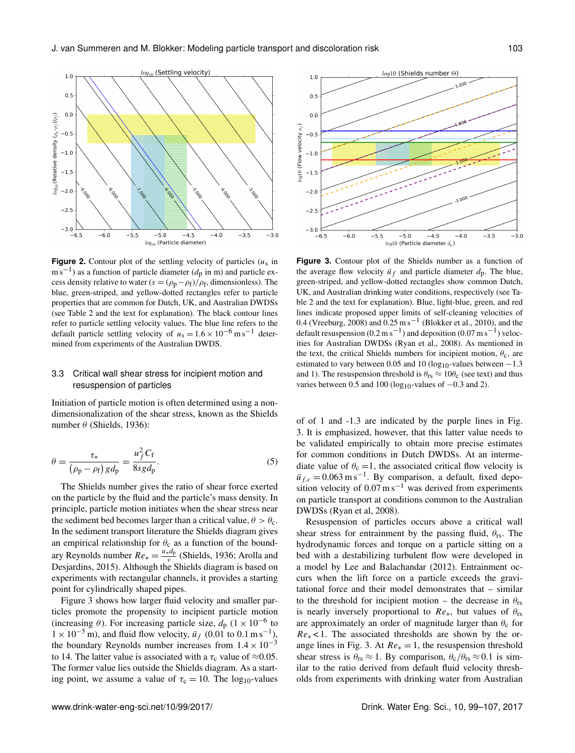**Figure 2.** Contour plot of the settling velocity of particles ($u_s$ in $\mathrm{m\,s^{-1}}$) as a function of particle diameter ($d_p$ in m) and particle excess density relative to water ($s = (\rho_p - \rho_f)/\rho_f$, dimensionless). The blue, green-striped, and yellow-dotted rectangles refer to particle properties that are common for Dutch, UK, and Australian DWDSs (see Table 2 and the text for explanation). The black contour lines refer to particle settling velocity values. The blue line refers to the default particle settling velocity of $u_s = 1.6 \times 10^{-6}\,\mathrm{m\,s^{-1}}$ determined from experiments of the Australian DWDS.

**Figure 3.** Contour plot of the Shields number as a function of the average flow velocity $\bar{u}_f$ and particle diameter $d_p$. The blue, green-striped, and yellow-dotted rectangles show common Dutch, UK, and Australian drinking water conditions, respectively (see Table 2 and the text for explanation). Blue, light-blue, green, and red lines indicate proposed upper limits of self-cleaning velocities of 0.4 (Vreeburg, 2008) and $0.25\,\mathrm{m\,s^{-1}}$ (Blokker et al., 2010), and the default resuspension ($0.2\,\mathrm{m\,s^{-1}}$) and deposition ($0.07\,\mathrm{m\,s^{-1}}$) velocities for Australian DWDSs (Ryan et al., 2008). As mentioned in the text, the critical Shields numbers for incipient motion, $\theta_c$, are estimated to vary between 0.05 and 10 ($\log_{10}$-values between −1.3 and 1). The resuspension threshold is $\theta_{rs} \approx 10\theta_c$ (see text) and thus varies between 0.5 and 100 ($\log_{10}$-values of −0.3 and 2).

### 3.3 Critical wall shear stress for incipient motion and resuspension of particles

Initiation of particle motion is often determined using a non-dimensionalization of the shear stress, known as the Shields number $\theta$ (Shields, 1936):

$$\theta = \frac{\tau_*}{(\rho_p - \rho_f)\, g d_p} = \frac{u_f^2 C_f}{8 s g d_p}. \tag{5}$$

The Shields number gives the ratio of shear force exerted on the particle by the fluid and the particle's mass density. In principle, particle motion initiates when the shear stress near the sediment bed becomes larger than a critical value, $\theta > \theta_c$. In the sediment transport literature the Shields diagram gives an empirical relationship for $\theta_c$ as a function of the boundary Reynolds number $Re_* = \frac{u_* d_p}{\nu}$ (Shields, 1936; Arolla and Desjardins, 2015). Although the Shields diagram is based on experiments with rectangular channels, it provides a starting point for cylindrically shaped pipes.

Figure 3 shows how larger fluid velocity and smaller particles promote the propensity to incipient particle motion (increasing $\theta$). For increasing particle size, $d_p$ ($1 \times 10^{-6}$ to $1 \times 10^{-5}$ m), and fluid flow velocity, $\bar{u}_f$ (0.01 to $0.1\,\mathrm{m\,s^{-1}}$), the boundary Reynolds number increases from $1.4 \times 10^{-3}$ to 14. The latter value is associated with a $\tau_c$ value of $\approx$0.05. The former value lies outside the Shields diagram. As a starting point, we assume a value of $\tau_c = 10$. The $\log_{10}$-values of of 1 and -1.3 are indicated by the purple lines in Fig. 3. It is emphasized, however, that this latter value needs to be validated empirically to obtain more precise estimates for common conditions in Dutch DWDSs. At an intermediate value of $\theta_c = 1$, the associated critical flow velocity is $\bar{u}_{f,c} = 0.063\,\mathrm{m\,s^{-1}}$. By comparison, a default, fixed deposition velocity of $0.07\,\mathrm{m\,s^{-1}}$ was derived from experiments on particle transport at conditions common to the Australian DWDSs (Ryan et al, 2008).

Resuspension of particles occurs above a critical wall shear stress for entrainment by the passing fluid, $\theta_{rs}$. The hydrodynamic forces and torque on a particle sitting on a bed with a destabilizing turbulent flow were developed in a model by Lee and Balachandar (2012). Entrainment occurs when the lift force on a particle exceeds the gravitational force and their model demonstrates that – similar to the threshold for incipient motion – the decrease in $\theta_{rs}$ is nearly inversely proportional to $Re_*$, but values of $\theta_{rs}$ are approximately an order of magnitude larger than $\theta_c$ for $Re_* < 1$. The associated thresholds are shown by the orange lines in Fig. 3. At $Re_* = 1$, the resuspension threshold shear stress is $\theta_{rs} \approx 1$. By comparison, $\theta_c/\theta_{rs} \approx 0.1$ is similar to the ratio derived from default fluid velocity thresholds from experiments with drinking water from Australian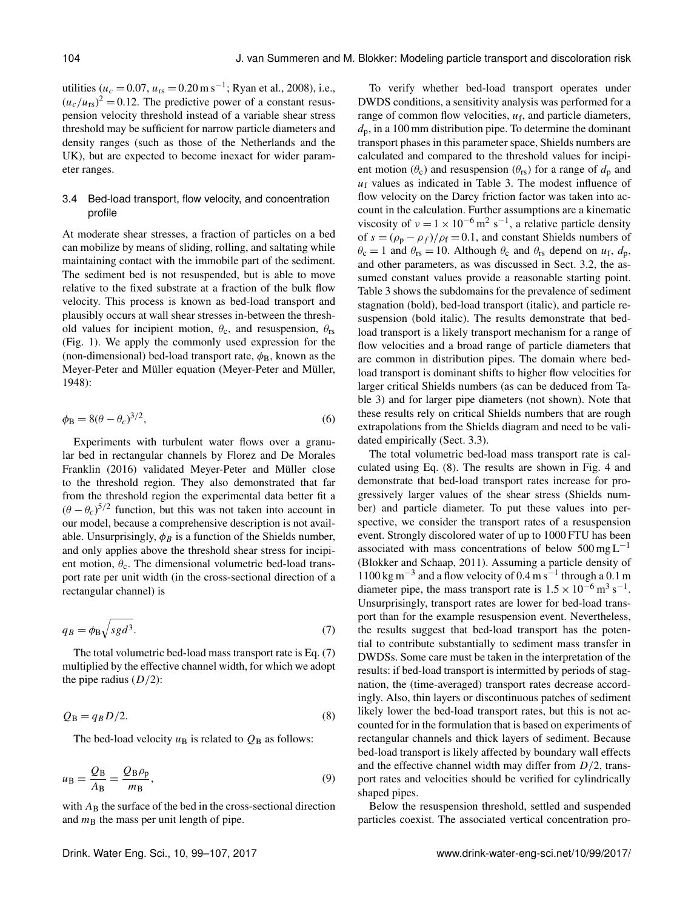utilities ($u_c = 0.07$, $u_{rs} = 0.20\,\mathrm{m\,s^{-1}}$; Ryan et al., 2008), i.e., $(u_c/u_{rs})^2 = 0.12$. The predictive power of a constant resuspension velocity threshold instead of a variable shear stress threshold may be sufficient for narrow particle diameters and density ranges (such as those of the Netherlands and the UK), but are expected to become inexact for wider parameter ranges.

### 3.4 Bed-load transport, flow velocity, and concentration profile

At moderate shear stresses, a fraction of particles on a bed can mobilize by means of sliding, rolling, and saltating while maintaining contact with the immobile part of the sediment. The sediment bed is not resuspended, but is able to move relative to the fixed substrate at a fraction of the bulk flow velocity. This process is known as bed-load transport and plausibly occurs at wall shear stresses in-between the threshold values for incipient motion, $\theta_c$, and resuspension, $\theta_{rs}$ (Fig. 1). We apply the commonly used expression for the (non-dimensional) bed-load transport rate, $\phi_B$, known as the Meyer-Peter and Müller equation (Meyer-Peter and Müller, 1948):

$$\phi_B = 8(\theta - \theta_c)^{3/2}, \tag{6}$$

Experiments with turbulent water flows over a granular bed in rectangular channels by Florez and De Morales Franklin (2016) validated Meyer-Peter and Müller close to the threshold region. They also demonstrated that far from the threshold region the experimental data better fit a $(\theta - \theta_c)^{5/2}$ function, but this was not taken into account in our model, because a comprehensive description is not available. Unsurprisingly, $\phi_B$ is a function of the Shields number, and only applies above the threshold shear stress for incipient motion, $\theta_c$. The dimensional volumetric bed-load transport rate per unit width (in the cross-sectional direction of a rectangular channel) is

$$q_B = \phi_B \sqrt{sgd^3}. \tag{7}$$

The total volumetric bed-load mass transport rate is Eq. (7) multiplied by the effective channel width, for which we adopt the pipe radius ($D/2$):

$$Q_B = q_B D/2. \tag{8}$$

The bed-load velocity $u_B$ is related to $Q_B$ as follows:

$$u_B = \frac{Q_B}{A_B} = \frac{Q_B \rho_p}{m_B}, \tag{9}$$

with $A_B$ the surface of the bed in the cross-sectional direction and $m_B$ the mass per unit length of pipe.

To verify whether bed-load transport operates under DWDS conditions, a sensitivity analysis was performed for a range of common flow velocities, $u_f$, and particle diameters, $d_p$, in a 100 mm distribution pipe. To determine the dominant transport phases in this parameter space, Shields numbers are calculated and compared to the threshold values for incipient motion ($\theta_c$) and resuspension ($\theta_{rs}$) for a range of $d_p$ and $u_f$ values as indicated in Table 3. The modest influence of flow velocity on the Darcy friction factor was taken into account in the calculation. Further assumptions are a kinematic viscosity of $\nu = 1 \times 10^{-6}\,\mathrm{m^2\,s^{-1}}$, a relative particle density of $s = (\rho_p - \rho_f)/\rho_f = 0.1$, and constant Shields numbers of $\theta_c = 1$ and $\theta_{rs} = 10$. Although $\theta_c$ and $\theta_{rs}$ depend on $u_f$, $d_p$, and other parameters, as was discussed in Sect. 3.2, the assumed constant values provide a reasonable starting point. Table 3 shows the subdomains for the prevalence of sediment stagnation (bold), bed-load transport (italic), and particle resuspension (bold italic). The results demonstrate that bed-load transport is a likely transport mechanism for a range of flow velocities and a broad range of particle diameters that are common in distribution pipes. The domain where bed-load transport is dominant shifts to higher flow velocities for larger critical Shields numbers (as can be deduced from Table 3) and for larger pipe diameters (not shown). Note that these results rely on critical Shields numbers that are rough extrapolations from the Shields diagram and need to be validated empirically (Sect. 3.3).

The total volumetric bed-load mass transport rate is calculated using Eq. (8). The results are shown in Fig. 4 and demonstrate that bed-load transport rates increase for progressively larger values of the shear stress (Shields number) and particle diameter. To put these values into perspective, we consider the transport rates of a resuspension event. Strongly discolored water of up to 1000 FTU has been associated with mass concentrations of below $500\,\mathrm{mg\,L^{-1}}$ (Blokker and Schaap, 2011). Assuming a particle density of $1100\,\mathrm{kg\,m^{-3}}$ and a flow velocity of $0.4\,\mathrm{m\,s^{-1}}$ through a 0.1 m diameter pipe, the mass transport rate is $1.5 \times 10^{-6}\,\mathrm{m^3\,s^{-1}}$. Unsurprisingly, transport rates are lower for bed-load transport than for the example resuspension event. Nevertheless, the results suggest that bed-load transport has the potential to contribute substantially to sediment mass transfer in DWDSs. Some care must be taken in the interpretation of the results: if bed-load transport is intermitted by periods of stagnation, the (time-averaged) transport rates decrease accordingly. Also, thin layers or discontinuous patches of sediment likely lower the bed-load transport rates, but this is not accounted for in the formulation that is based on experiments of rectangular channels and thick layers of sediment. Because bed-load transport is likely affected by boundary wall effects and the effective channel width may differ from $D/2$, transport rates and velocities should be verified for cylindrically shaped pipes.

Below the resuspension threshold, settled and suspended particles coexist. The associated vertical concentration pro-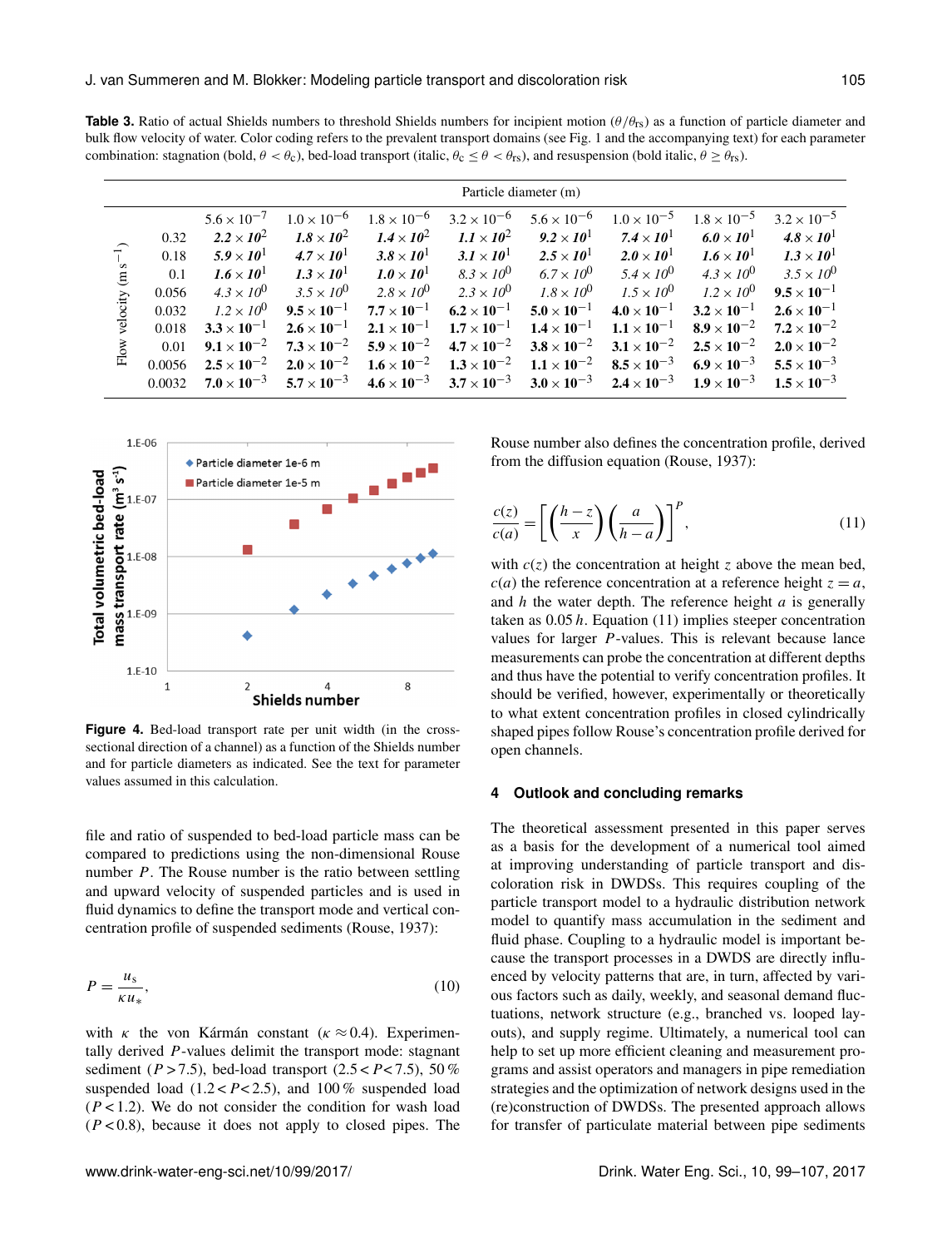**Table 3.** Ratio of actual Shields numbers to threshold Shields numbers for incipient motion ($\theta/\theta_{rs}$) as a function of particle diameter and bulk flow velocity of water. Color coding refers to the prevalent transport domains (see Fig. 1 and the accompanying text) for each parameter combination: stagnation (bold, $\theta < \theta_c$), bed-load transport (italic, $\theta_c \leq \theta < \theta_{rs}$), and resuspension (bold italic, $\theta \geq \theta_{rs}$).

| | Particle diameter (m) | | | | | | | |
|---|---|---|---|---|---|---|---|---|
| Flow velocity ($\mathrm{m\,s^{-1}}$) | $5.6 \times 10^{-7}$ | $1.0 \times 10^{-6}$ | $1.8 \times 10^{-6}$ | $3.2 \times 10^{-6}$ | $5.6 \times 10^{-6}$ | $1.0 \times 10^{-5}$ | $1.8 \times 10^{-5}$ | $3.2 \times 10^{-5}$ |
| 0.32 | ***$2.2 \times 10^{2}$*** | ***$1.8 \times 10^{2}$*** | ***$1.4 \times 10^{2}$*** | ***$1.1 \times 10^{2}$*** | ***$9.2 \times 10^{1}$*** | ***$7.4 \times 10^{1}$*** | ***$6.0 \times 10^{1}$*** | ***$4.8 \times 10^{1}$*** |
| 0.18 | ***$5.9 \times 10^{1}$*** | ***$4.7 \times 10^{1}$*** | ***$3.8 \times 10^{1}$*** | ***$3.1 \times 10^{1}$*** | ***$2.5 \times 10^{1}$*** | ***$2.0 \times 10^{1}$*** | ***$1.6 \times 10^{1}$*** | ***$1.3 \times 10^{1}$*** |
| 0.1 | ***$1.6 \times 10^{1}$*** | ***$1.3 \times 10^{1}$*** | ***$1.0 \times 10^{1}$*** | *$8.3 \times 10^{0}$* | *$6.7 \times 10^{0}$* | *$5.4 \times 10^{0}$* | *$4.3 \times 10^{0}$* | *$3.5 \times 10^{0}$* |
| 0.056 | *$4.3 \times 10^{0}$* | *$3.5 \times 10^{0}$* | *$2.8 \times 10^{0}$* | *$2.3 \times 10^{0}$* | *$1.8 \times 10^{0}$* | *$1.5 \times 10^{0}$* | *$1.2 \times 10^{0}$* | **$9.5 \times 10^{-1}$** |
| 0.032 | *$1.2 \times 10^{0}$* | **$9.5 \times 10^{-1}$** | **$7.7 \times 10^{-1}$** | **$6.2 \times 10^{-1}$** | **$5.0 \times 10^{-1}$** | **$4.0 \times 10^{-1}$** | **$3.2 \times 10^{-1}$** | **$2.6 \times 10^{-1}$** |
| 0.018 | **$3.3 \times 10^{-1}$** | **$2.6 \times 10^{-1}$** | **$2.1 \times 10^{-1}$** | **$1.7 \times 10^{-1}$** | **$1.4 \times 10^{-1}$** | **$1.1 \times 10^{-1}$** | **$8.9 \times 10^{-2}$** | **$7.2 \times 10^{-2}$** |
| 0.01 | **$9.1 \times 10^{-2}$** | **$7.3 \times 10^{-2}$** | **$5.9 \times 10^{-2}$** | **$4.7 \times 10^{-2}$** | **$3.8 \times 10^{-2}$** | **$3.1 \times 10^{-2}$** | **$2.5 \times 10^{-2}$** | **$2.0 \times 10^{-2}$** |
| 0.0056 | **$2.5 \times 10^{-2}$** | **$2.0 \times 10^{-2}$** | **$1.6 \times 10^{-2}$** | **$1.3 \times 10^{-2}$** | **$1.1 \times 10^{-2}$** | **$8.5 \times 10^{-3}$** | **$6.9 \times 10^{-3}$** | **$5.5 \times 10^{-3}$** |
| 0.0032 | **$7.0 \times 10^{-3}$** | **$5.7 \times 10^{-3}$** | **$4.6 \times 10^{-3}$** | **$3.7 \times 10^{-3}$** | **$3.0 \times 10^{-3}$** | **$2.4 \times 10^{-3}$** | **$1.9 \times 10^{-3}$** | **$1.5 \times 10^{-3}$** |

**Figure 4.** Bed-load transport rate per unit width (in the cross-sectional direction of a channel) as a function of the Shields number and for particle diameters as indicated. See the text for parameter values assumed in this calculation.

file and ratio of suspended to bed-load particle mass can be compared to predictions using the non-dimensional Rouse number $P$. The Rouse number is the ratio between settling and upward velocity of suspended particles and is used in fluid dynamics to define the transport mode and vertical concentration profile of suspended sediments (Rouse, 1937):

$$P = \frac{u_s}{\kappa u_*}, \tag{10}$$

with $\kappa$ the von Kármán constant ($\kappa \approx 0.4$). Experimentally derived $P$-values delimit the transport mode: stagnant sediment ($P > 7.5$), bed-load transport ($2.5 < P < 7.5$), 50 % suspended load ($1.2 < P < 2.5$), and 100 % suspended load ($P < 1.2$). We do not consider the condition for wash load ($P < 0.8$), because it does not apply to closed pipes. The Rouse number also defines the concentration profile, derived from the diffusion equation (Rouse, 1937):

$$\frac{c(z)}{c(a)} = \left[\left(\frac{h-z}{x}\right)\left(\frac{a}{h-a}\right)\right]^{P}, \tag{11}$$

with $c(z)$ the concentration at height $z$ above the mean bed, $c(a)$ the reference concentration at a reference height $z = a$, and $h$ the water depth. The reference height $a$ is generally taken as $0.05\,h$. Equation (11) implies steeper concentration values for larger $P$-values. This is relevant because lance measurements can probe the concentration at different depths and thus have the potential to verify concentration profiles. It should be verified, however, experimentally or theoretically to what extent concentration profiles in closed cylindrically shaped pipes follow Rouse's concentration profile derived for open channels.

## 4 Outlook and concluding remarks

The theoretical assessment presented in this paper serves as a basis for the development of a numerical tool aimed at improving understanding of particle transport and discoloration risk in DWDSs. This requires coupling of the particle transport model to a hydraulic distribution network model to quantify mass accumulation in the sediment and fluid phase. Coupling to a hydraulic model is important because the transport processes in a DWDS are directly influenced by velocity patterns that are, in turn, affected by various factors such as daily, weekly, and seasonal demand fluctuations, network structure (e.g., branched vs. looped layouts), and supply regime. Ultimately, a numerical tool can help to set up more efficient cleaning and measurement programs and assist operators and managers in pipe remediation strategies and the optimization of network designs used in the (re)construction of DWDSs. The presented approach allows for transfer of particulate material between pipe sediments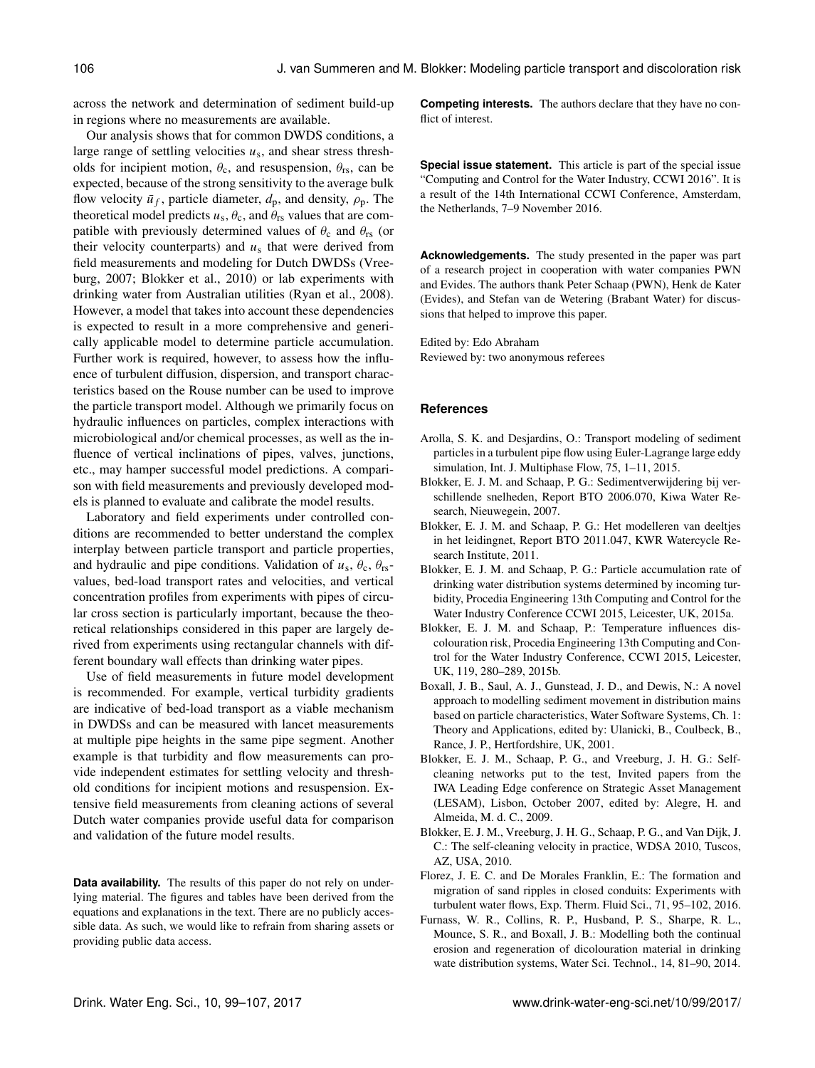across the network and determination of sediment build-up in regions where no measurements are available.

Our analysis shows that for common DWDS conditions, a large range of settling velocities $u_s$, and shear stress thresholds for incipient motion, $\theta_c$, and resuspension, $\theta_{rs}$, can be expected, because of the strong sensitivity to the average bulk flow velocity $\bar{u}_f$, particle diameter, $d_p$, and density, $\rho_p$. The theoretical model predicts $u_s$, $\theta_c$, and $\theta_{rs}$ values that are compatible with previously determined values of $\theta_c$ and $\theta_{rs}$ (or their velocity counterparts) and $u_s$ that were derived from field measurements and modeling for Dutch DWDSs (Vreeburg, 2007; Blokker et al., 2010) or lab experiments with drinking water from Australian utilities (Ryan et al., 2008). However, a model that takes into account these dependencies is expected to result in a more comprehensive and generically applicable model to determine particle accumulation. Further work is required, however, to assess how the influence of turbulent diffusion, dispersion, and transport characteristics based on the Rouse number can be used to improve the particle transport model. Although we primarily focus on hydraulic influences on particles, complex interactions with microbiological and/or chemical processes, as well as the influence of vertical inclinations of pipes, valves, junctions, etc., may hamper successful model predictions. A comparison with field measurements and previously developed models is planned to evaluate and calibrate the model results.

Laboratory and field experiments under controlled conditions are recommended to better understand the complex interplay between particle transport and particle properties, and hydraulic and pipe conditions. Validation of $u_s$, $\theta_c$, $\theta_{rs}$-values, bed-load transport rates and velocities, and vertical concentration profiles from experiments with pipes of circular cross section is particularly important, because the theoretical relationships considered in this paper are largely derived from experiments using rectangular channels with different boundary wall effects than drinking water pipes.

Use of field measurements in future model development is recommended. For example, vertical turbidity gradients are indicative of bed-load transport as a viable mechanism in DWDSs and can be measured with lancet measurements at multiple pipe heights in the same pipe segment. Another example is that turbidity and flow measurements can provide independent estimates for settling velocity and threshold conditions for incipient motions and resuspension. Extensive field measurements from cleaning actions of several Dutch water companies provide useful data for comparison and validation of the future model results.

**Data availability.** The results of this paper do not rely on underlying material. The figures and tables have been derived from the equations and explanations in the text. There are no publicly accessible data. As such, we would like to refrain from sharing assets or providing public data access.

**Competing interests.** The authors declare that they have no conflict of interest.

**Special issue statement.** This article is part of the special issue "Computing and Control for the Water Industry, CCWI 2016". It is a result of the 14th International CCWI Conference, Amsterdam, the Netherlands, 7–9 November 2016.

**Acknowledgements.** The study presented in the paper was part of a research project in cooperation with water companies PWN and Evides. The authors thank Peter Schaap (PWN), Henk de Kater (Evides), and Stefan van de Wetering (Brabant Water) for discussions that helped to improve this paper.

Edited by: Edo Abraham
Reviewed by: two anonymous referees

## References

Arolla, S. K. and Desjardins, O.: Transport modeling of sediment particles in a turbulent pipe flow using Euler-Lagrange large eddy simulation, Int. J. Multiphase Flow, 75, 1–11, 2015.

Blokker, E. J. M. and Schaap, P. G.: Sedimentverwijdering bij verschillende snelheden, Report BTO 2006.070, Kiwa Water Research, Nieuwegein, 2007.

Blokker, E. J. M. and Schaap, P. G.: Het modelleren van deeltjes in het leidingnet, Report BTO 2011.047, KWR Watercycle Research Institute, 2011.

Blokker, E. J. M. and Schaap, P. G.: Particle accumulation rate of drinking water distribution systems determined by incoming turbidity, Procedia Engineering 13th Computing and Control for the Water Industry Conference CCWI 2015, Leicester, UK, 2015a.

Blokker, E. J. M. and Schaap, P.: Temperature influences discolouration risk, Procedia Engineering 13th Computing and Control for the Water Industry Conference, CCWI 2015, Leicester, UK, 119, 280–289, 2015b.

Boxall, J. B., Saul, A. J., Gunstead, J. D., and Dewis, N.: A novel approach to modelling sediment movement in distribution mains based on particle characteristics, Water Software Systems, Ch. 1: Theory and Applications, edited by: Ulanicki, B., Coulbeck, B., Rance, J. P., Hertfordshire, UK, 2001.

Blokker, E. J. M., Schaap, P. G., and Vreeburg, J. H. G.: Self-cleaning networks put to the test, Invited papers from the IWA Leading Edge conference on Strategic Asset Management (LESAM), Lisbon, October 2007, edited by: Alegre, H. and Almeida, M. d. C., 2009.

Blokker, E. J. M., Vreeburg, J. H. G., Schaap, P. G., and Van Dijk, J. C.: The self-cleaning velocity in practice, WDSA 2010, Tuscos, AZ, USA, 2010.

Florez, J. E. C. and De Morales Franklin, E.: The formation and migration of sand ripples in closed conduits: Experiments with turbulent water flows, Exp. Therm. Fluid Sci., 71, 95–102, 2016.

Furnass, W. R., Collins, R. P., Husband, P. S., Sharpe, R. L., Mounce, S. R., and Boxall, J. B.: Modelling both the continual erosion and regeneration of dicolouration material in drinking wate distribution systems, Water Sci. Technol., 14, 81–90, 2014.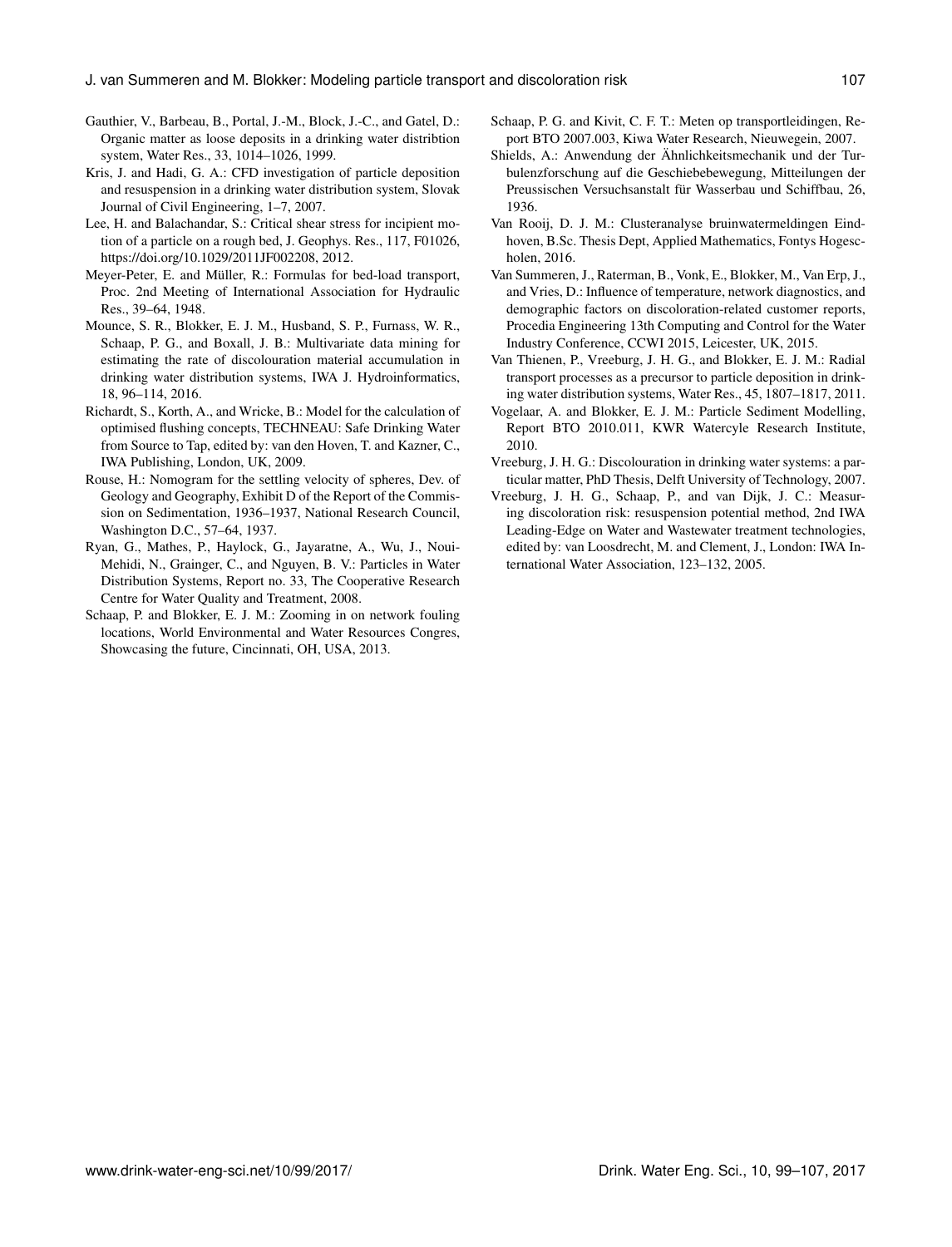Gauthier, V., Barbeau, B., Portal, J.-M., Block, J.-C., and Gatel, D.: Organic matter as loose deposits in a drinking water distribtion system, Water Res., 33, 1014–1026, 1999.

Kris, J. and Hadi, G. A.: CFD investigation of particle deposition and resuspension in a drinking water distribution system, Slovak Journal of Civil Engineering, 1–7, 2007.

Lee, H. and Balachandar, S.: Critical shear stress for incipient motion of a particle on a rough bed, J. Geophys. Res., 117, F01026, https://doi.org/10.1029/2011JF002208, 2012.

Meyer-Peter, E. and Müller, R.: Formulas for bed-load transport, Proc. 2nd Meeting of International Association for Hydraulic Res., 39–64, 1948.

Mounce, S. R., Blokker, E. J. M., Husband, S. P., Furnass, W. R., Schaap, P. G., and Boxall, J. B.: Multivariate data mining for estimating the rate of discolouration material accumulation in drinking water distribution systems, IWA J. Hydroinformatics, 18, 96–114, 2016.

Richardt, S., Korth, A., and Wricke, B.: Model for the calculation of optimised flushing concepts, TECHNEAU: Safe Drinking Water from Source to Tap, edited by: van den Hoven, T. and Kazner, C., IWA Publishing, London, UK, 2009.

Rouse, H.: Nomogram for the settling velocity of spheres, Dev. of Geology and Geography, Exhibit D of the Report of the Commission on Sedimentation, 1936–1937, National Research Council, Washington D.C., 57–64, 1937.

Ryan, G., Mathes, P., Haylock, G., Jayaratne, A., Wu, J., Noui-Mehidi, N., Grainger, C., and Nguyen, B. V.: Particles in Water Distribution Systems, Report no. 33, The Cooperative Research Centre for Water Quality and Treatment, 2008.

Schaap, P. and Blokker, E. J. M.: Zooming in on network fouling locations, World Environmental and Water Resources Congres, Showcasing the future, Cincinnati, OH, USA, 2013.

Schaap, P. G. and Kivit, C. F. T.: Meten op transportleidingen, Report BTO 2007.003, Kiwa Water Research, Nieuwegein, 2007.

Shields, A.: Anwendung der Ähnlichkeitsmechanik und der Turbulenzforschung auf die Geschiebebewegung, Mitteilungen der Preussischen Versuchsanstalt für Wasserbau und Schiffbau, 26, 1936.

Van Rooij, D. J. M.: Clusteranalyse bruinwatermeldingen Eindhoven, B.Sc. Thesis Dept, Applied Mathematics, Fontys Hogescholen, 2016.

Van Summeren, J., Raterman, B., Vonk, E., Blokker, M., Van Erp, J., and Vries, D.: Influence of temperature, network diagnostics, and demographic factors on discoloration-related customer reports, Procedia Engineering 13th Computing and Control for the Water Industry Conference, CCWI 2015, Leicester, UK, 2015.

Van Thienen, P., Vreeburg, J. H. G., and Blokker, E. J. M.: Radial transport processes as a precursor to particle deposition in drinking water distribution systems, Water Res., 45, 1807–1817, 2011.

Vogelaar, A. and Blokker, E. J. M.: Particle Sediment Modelling, Report BTO 2010.011, KWR Watercyle Research Institute, 2010.

Vreeburg, J. H. G.: Discolouration in drinking water systems: a particular matter, PhD Thesis, Delft University of Technology, 2007.

Vreeburg, J. H. G., Schaap, P., and van Dijk, J. C.: Measuring discoloration risk: resuspension potential method, 2nd IWA Leading-Edge on Water and Wastewater treatment technologies, edited by: van Loosdrecht, M. and Clement, J., London: IWA International Water Association, 123–132, 2005.